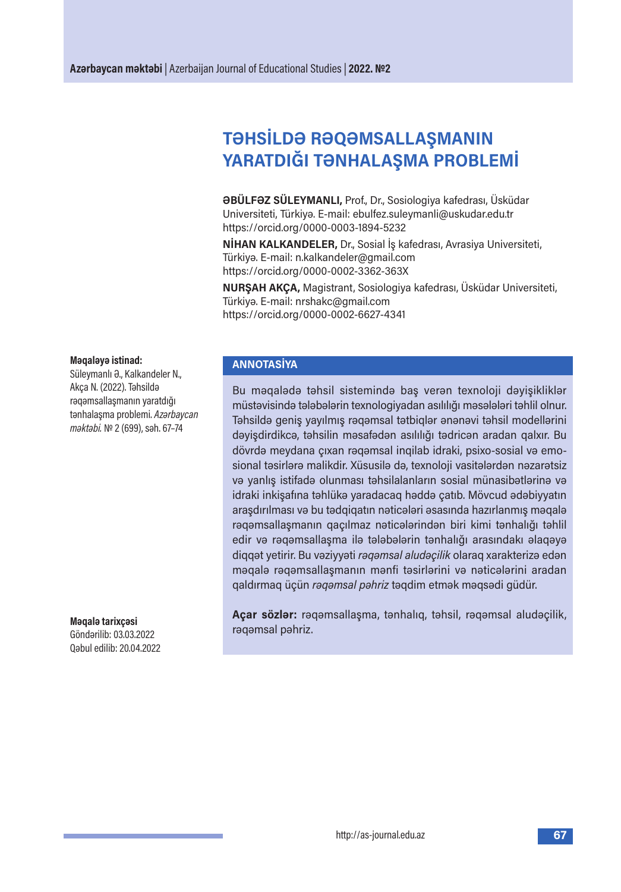# TƏHSİLDƏ RƏQƏMSALLAŞMANIN YARATDIĞI TƏNHALAŞMA PROBLEMİ

**ƏBÜLFƏZ SÜLEYMANLI,** Prof., Dr., Sosiologiya kafedrası, Üsküdar Universiteti, Türkiyə. E-mail: ebulfez.suleymanli@uskudar.edu.tr
https://orcid.org/0000-0003-1894-5232

**NİHAN KALKANDELER,** Dr., Sosial İş kafedrası, Avrasiya Universiteti, Türkiyə. E-mail: n.kalkandeler@gmail.com
https://orcid.org/0000-0002-3362-363X

**NURŞAH AKÇA,** Magistrant, Sosiologiya kafedrası, Üsküdar Universiteti, Türkiyə. E-mail: nrshakc@gmail.com
https://orcid.org/0000-0002-6627-4341

**Məqaləyə istinad:**
Süleymanlı Ə., Kalkandeler N., Akça N. (2022). Təhsildə rəqəmsallaşmanın yaratdığı tənhalaşma problemi. *Azərbaycan məktəbi.* № 2 (699), səh. 67–74

**Məqalə tarixçəsi**
Göndərilib: 03.03.2022
Qəbul edilib: 20.04.2022

## ANNOTASİYA

Bu məqalədə təhsil sistemində baş verən texnoloji dəyişikliklər müstəvisində tələbələrin texnologiyadan asılılığı məsələləri təhlil olnur. Təhsildə geniş yayılmış rəqəmsal tətbiqlər ənənəvi təhsil modellərini dəyişdirdikcə, təhsilin məsafədən asılılığı tədricən aradan qalxır. Bu dövrdə meydana çıxan rəqəmsal inqilab idraki, psixo-sosial və emosional təsirlərə malikdir. Xüsusilə də, texnoloji vasitələrdən nəzarətsiz və yanlış istifadə olunması təhsilalanların sosial münasibətlərinə və idraki inkişafına təhlükə yaradacaq həddə çatıb. Mövcud ədəbiyyatın araşdırılması və bu tədqiqatın nəticələri əsasında hazırlanmış məqalə rəqəmsallaşmanın qaçılmaz nəticələrindən biri kimi tənhalığı təhlil edir və rəqəmsallaşma ilə tələbələrin tənhalığı arasındakı əlaqəyə diqqət yetirir. Bu vəziyyəti *rəqəmsal aludəçilik* olaraq xarakterizə edən məqalə rəqəmsallaşmanın mənfi təsirlərini və nəticələrini aradan qaldırmaq üçün *rəqəmsal pəhriz* təqdim etmək məqsədi güdür.

**Açar sözlər:** rəqəmsallaşma, tənhalıq, təhsil, rəqəmsal aludəçilik, rəqəmsal pəhriz.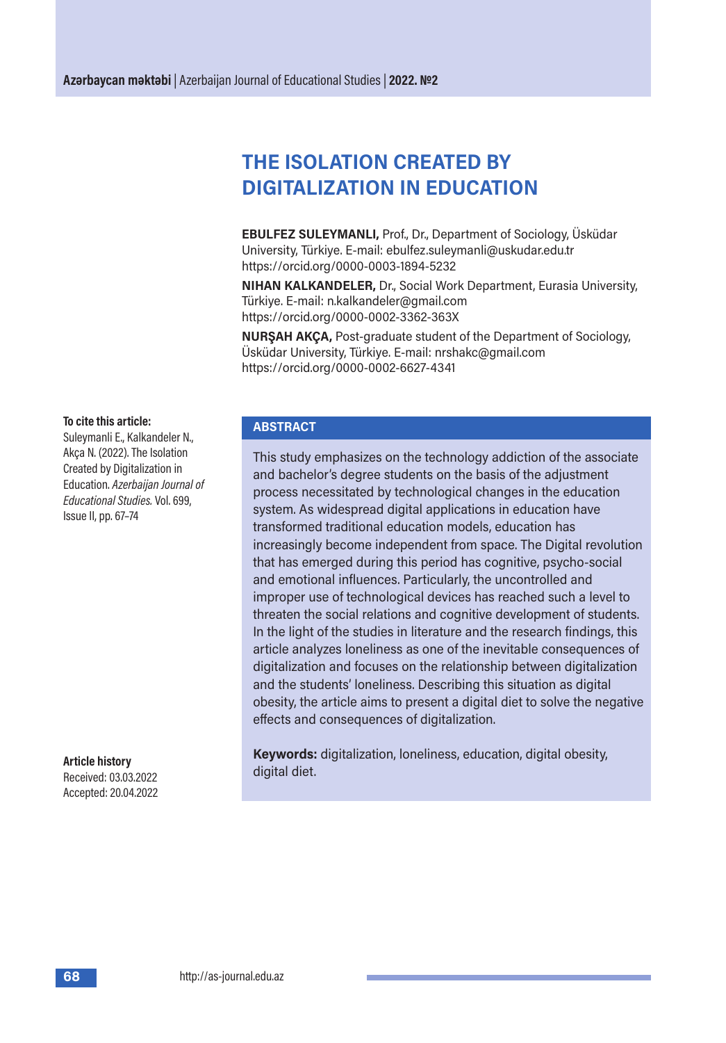# THE ISOLATION CREATED BY DIGITALIZATION IN EDUCATION

**EBULFEZ SULEYMANLI,** Prof., Dr., Department of Sociology, Üsküdar University, Türkiye. E-mail: ebulfez.suleymanli@uskudar.edu.tr https://orcid.org/0000-0003-1894-5232

**NIHAN KALKANDELER,** Dr., Social Work Department, Eurasia University, Türkiye. E-mail: n.kalkandeler@gmail.com https://orcid.org/0000-0002-3362-363X

**NURŞAH AKÇA,** Post-graduate student of the Department of Sociology, Üsküdar University, Türkiye. E-mail: nrshakc@gmail.com https://orcid.org/0000-0002-6627-4341

**To cite this article:**
Suleymanli E., Kalkandeler N., Akça N. (2022). The Isolation Created by Digitalization in Education. *Azerbaijan Journal of Educational Studies.* Vol. 699, Issue II, pp. 67–74

## ABSTRACT

This study emphasizes on the technology addiction of the associate and bachelor's degree students on the basis of the adjustment process necessitated by technological changes in the education system. As widespread digital applications in education have transformed traditional education models, education has increasingly become independent from space. The Digital revolution that has emerged during this period has cognitive, psycho-social and emotional influences. Particularly, the uncontrolled and improper use of technological devices has reached such a level to threaten the social relations and cognitive development of students. In the light of the studies in literature and the research findings, this article analyzes loneliness as one of the inevitable consequences of digitalization and focuses on the relationship between digitalization and the students' loneliness. Describing this situation as digital obesity, the article aims to present a digital diet to solve the negative effects and consequences of digitalization.

**Keywords:** digitalization, loneliness, education, digital obesity, digital diet.

**Article history**
Received: 03.03.2022
Accepted: 20.04.2022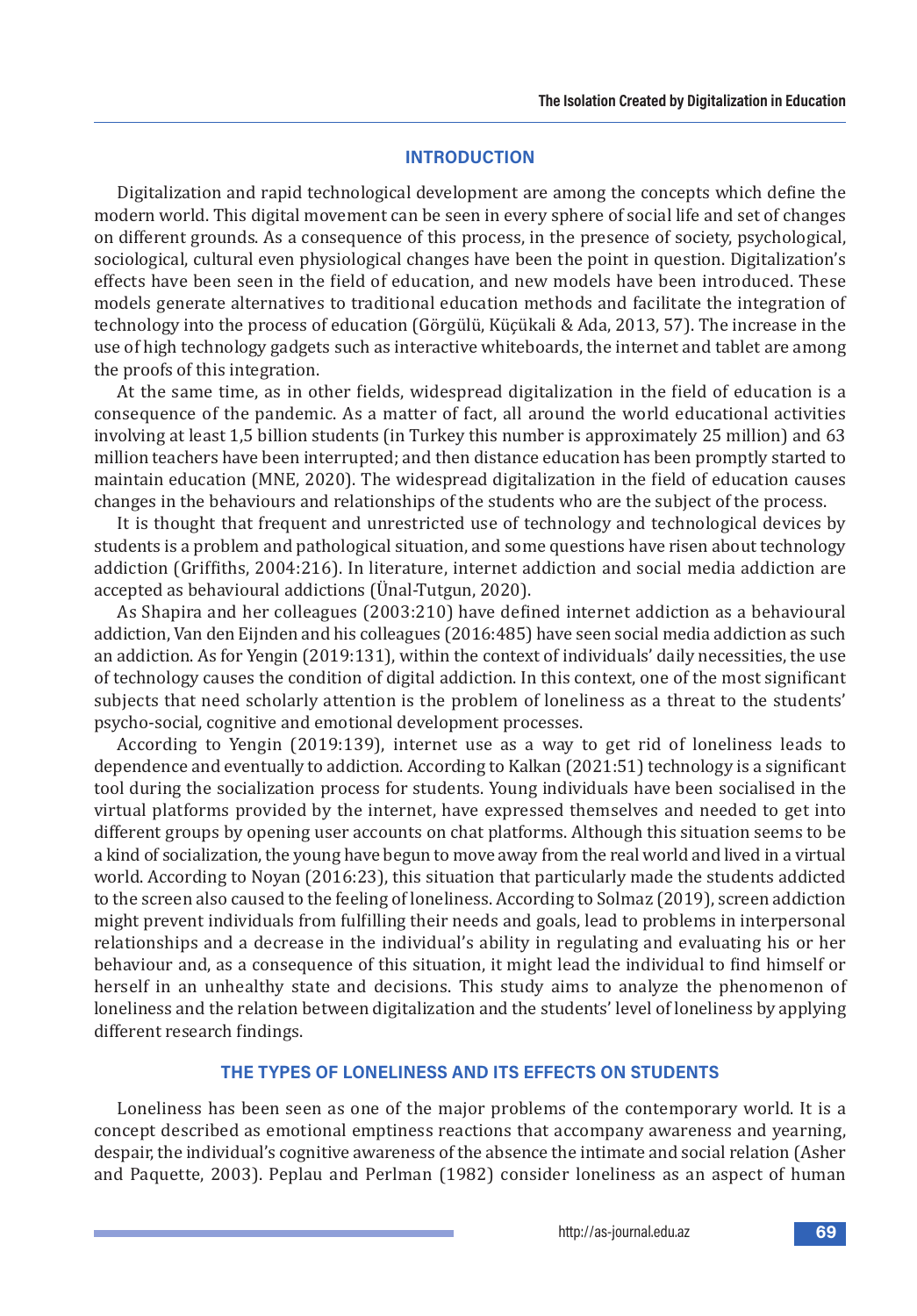## INTRODUCTION

Digitalization and rapid technological development are among the concepts which define the modern world. This digital movement can be seen in every sphere of social life and set of changes on different grounds. As a consequence of this process, in the presence of society, psychological, sociological, cultural even physiological changes have been the point in question. Digitalization's effects have been seen in the field of education, and new models have been introduced. These models generate alternatives to traditional education methods and facilitate the integration of technology into the process of education (Görgülü, Küçükali & Ada, 2013, 57). The increase in the use of high technology gadgets such as interactive whiteboards, the internet and tablet are among the proofs of this integration.

At the same time, as in other fields, widespread digitalization in the field of education is a consequence of the pandemic. As a matter of fact, all around the world educational activities involving at least 1,5 billion students (in Turkey this number is approximately 25 million) and 63 million teachers have been interrupted; and then distance education has been promptly started to maintain education (MNE, 2020). The widespread digitalization in the field of education causes changes in the behaviours and relationships of the students who are the subject of the process.

It is thought that frequent and unrestricted use of technology and technological devices by students is a problem and pathological situation, and some questions have risen about technology addiction (Griffiths, 2004:216). In literature, internet addiction and social media addiction are accepted as behavioural addictions (Ünal-Tutgun, 2020).

As Shapira and her colleagues (2003:210) have defined internet addiction as a behavioural addiction, Van den Eijnden and his colleagues (2016:485) have seen social media addiction as such an addiction. As for Yengin (2019:131), within the context of individuals' daily necessities, the use of technology causes the condition of digital addiction. In this context, one of the most significant subjects that need scholarly attention is the problem of loneliness as a threat to the students' psycho-social, cognitive and emotional development processes.

According to Yengin (2019:139), internet use as a way to get rid of loneliness leads to dependence and eventually to addiction. According to Kalkan (2021:51) technology is a significant tool during the socialization process for students. Young individuals have been socialised in the virtual platforms provided by the internet, have expressed themselves and needed to get into different groups by opening user accounts on chat platforms. Although this situation seems to be a kind of socialization, the young have begun to move away from the real world and lived in a virtual world. According to Noyan (2016:23), this situation that particularly made the students addicted to the screen also caused to the feeling of loneliness. According to Solmaz (2019), screen addiction might prevent individuals from fulfilling their needs and goals, lead to problems in interpersonal relationships and a decrease in the individual's ability in regulating and evaluating his or her behaviour and, as a consequence of this situation, it might lead the individual to find himself or herself in an unhealthy state and decisions. This study aims to analyze the phenomenon of loneliness and the relation between digitalization and the students' level of loneliness by applying different research findings.

## THE TYPES OF LONELINESS AND ITS EFFECTS ON STUDENTS

Loneliness has been seen as one of the major problems of the contemporary world. It is a concept described as emotional emptiness reactions that accompany awareness and yearning, despair, the individual's cognitive awareness of the absence the intimate and social relation (Asher and Paquette, 2003). Peplau and Perlman (1982) consider loneliness as an aspect of human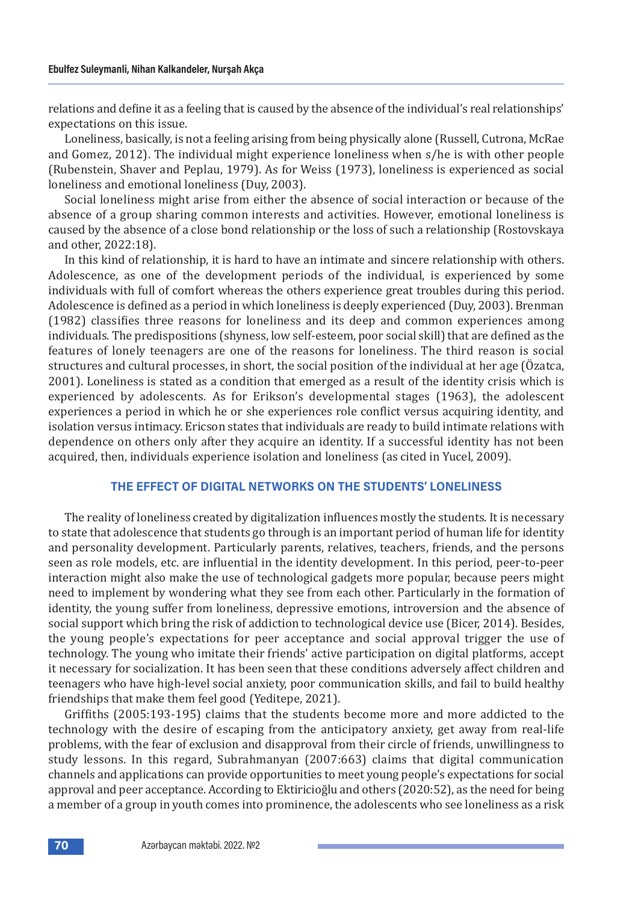relations and define it as a feeling that is caused by the absence of the individual's real relationships' expectations on this issue.

Loneliness, basically, is not a feeling arising from being physically alone (Russell, Cutrona, McRae and Gomez, 2012). The individual might experience loneliness when s/he is with other people (Rubenstein, Shaver and Peplau, 1979). As for Weiss (1973), loneliness is experienced as social loneliness and emotional loneliness (Duy, 2003).

Social loneliness might arise from either the absence of social interaction or because of the absence of a group sharing common interests and activities. However, emotional loneliness is caused by the absence of a close bond relationship or the loss of such a relationship (Rostovskaya and other, 2022:18).

In this kind of relationship, it is hard to have an intimate and sincere relationship with others. Adolescence, as one of the development periods of the individual, is experienced by some individuals with full of comfort whereas the others experience great troubles during this period. Adolescence is defined as a period in which loneliness is deeply experienced (Duy, 2003). Brenman (1982) classifies three reasons for loneliness and its deep and common experiences among individuals. The predispositions (shyness, low self-esteem, poor social skill) that are defined as the features of lonely teenagers are one of the reasons for loneliness. The third reason is social structures and cultural processes, in short, the social position of the individual at her age (Özatca, 2001). Loneliness is stated as a condition that emerged as a result of the identity crisis which is experienced by adolescents. As for Erikson's developmental stages (1963), the adolescent experiences a period in which he or she experiences role conflict versus acquiring identity, and isolation versus intimacy. Ericson states that individuals are ready to build intimate relations with dependence on others only after they acquire an identity. If a successful identity has not been acquired, then, individuals experience isolation and loneliness (as cited in Yucel, 2009).

## THE EFFECT OF DIGITAL NETWORKS ON THE STUDENTS' LONELINESS

The reality of loneliness created by digitalization influences mostly the students. It is necessary to state that adolescence that students go through is an important period of human life for identity and personality development. Particularly parents, relatives, teachers, friends, and the persons seen as role models, etc. are influential in the identity development. In this period, peer-to-peer interaction might also make the use of technological gadgets more popular, because peers might need to implement by wondering what they see from each other. Particularly in the formation of identity, the young suffer from loneliness, depressive emotions, introversion and the absence of social support which bring the risk of addiction to technological device use (Bicer, 2014). Besides, the young people's expectations for peer acceptance and social approval trigger the use of technology. The young who imitate their friends' active participation on digital platforms, accept it necessary for socialization. It has been seen that these conditions adversely affect children and teenagers who have high-level social anxiety, poor communication skills, and fail to build healthy friendships that make them feel good (Yeditepe, 2021).

Griffiths (2005:193-195) claims that the students become more and more addicted to the technology with the desire of escaping from the anticipatory anxiety, get away from real-life problems, with the fear of exclusion and disapproval from their circle of friends, unwillingness to study lessons. In this regard, Subrahmanyan (2007:663) claims that digital communication channels and applications can provide opportunities to meet young people's expectations for social approval and peer acceptance. According to Ektiricioğlu and others (2020:52), as the need for being a member of a group in youth comes into prominence, the adolescents who see loneliness as a risk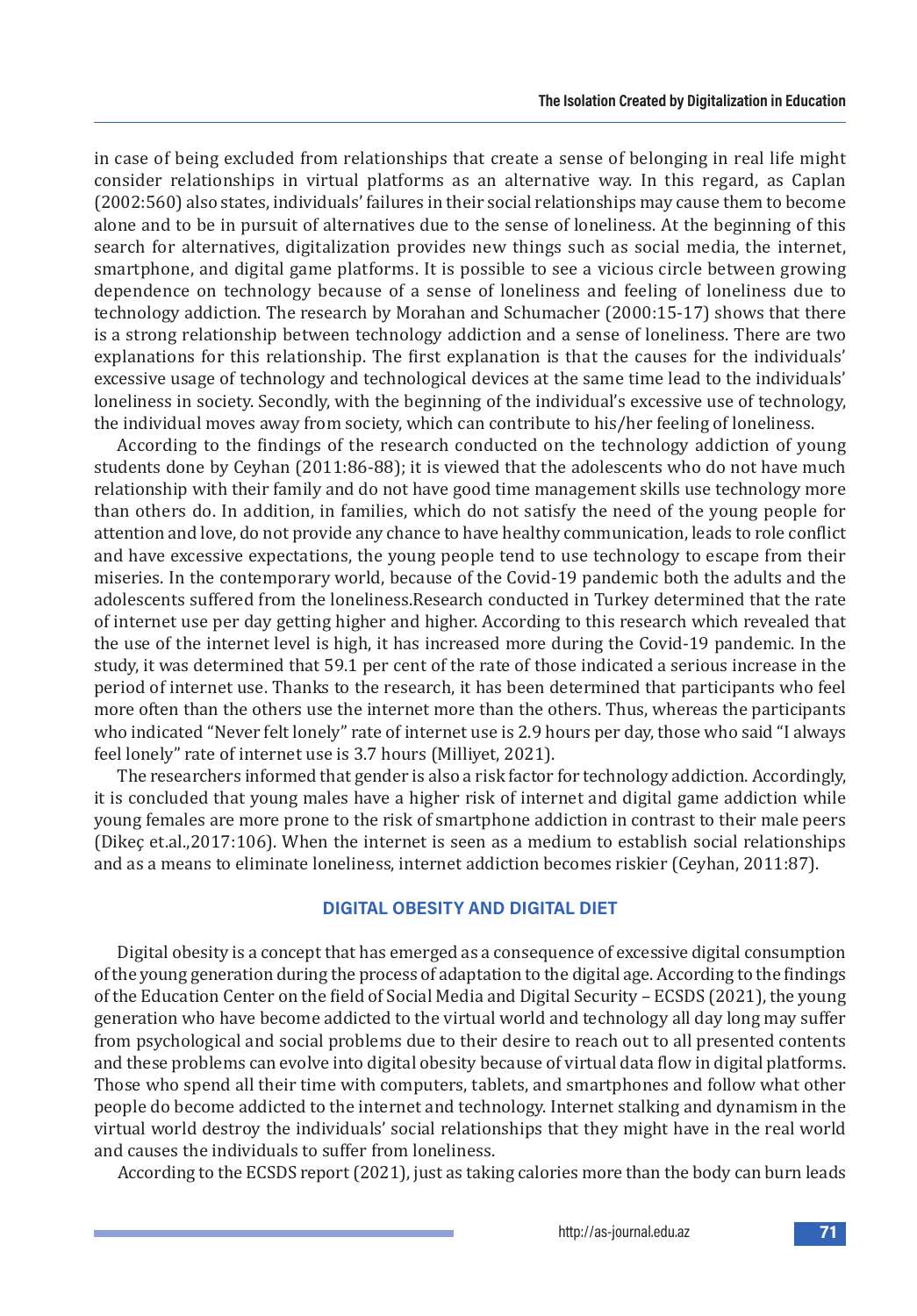in case of being excluded from relationships that create a sense of belonging in real life might consider relationships in virtual platforms as an alternative way. In this regard, as Caplan (2002:560) also states, individuals' failures in their social relationships may cause them to become alone and to be in pursuit of alternatives due to the sense of loneliness. At the beginning of this search for alternatives, digitalization provides new things such as social media, the internet, smartphone, and digital game platforms. It is possible to see a vicious circle between growing dependence on technology because of a sense of loneliness and feeling of loneliness due to technology addiction. The research by Morahan and Schumacher (2000:15-17) shows that there is a strong relationship between technology addiction and a sense of loneliness. There are two explanations for this relationship. The first explanation is that the causes for the individuals' excessive usage of technology and technological devices at the same time lead to the individuals' loneliness in society. Secondly, with the beginning of the individual's excessive use of technology, the individual moves away from society, which can contribute to his/her feeling of loneliness.

According to the findings of the research conducted on the technology addiction of young students done by Ceyhan (2011:86-88); it is viewed that the adolescents who do not have much relationship with their family and do not have good time management skills use technology more than others do. In addition, in families, which do not satisfy the need of the young people for attention and love, do not provide any chance to have healthy communication, leads to role conflict and have excessive expectations, the young people tend to use technology to escape from their miseries. In the contemporary world, because of the Covid-19 pandemic both the adults and the adolescents suffered from the loneliness.Research conducted in Turkey determined that the rate of internet use per day getting higher and higher. According to this research which revealed that the use of the internet level is high, it has increased more during the Covid-19 pandemic. In the study, it was determined that 59.1 per cent of the rate of those indicated a serious increase in the period of internet use. Thanks to the research, it has been determined that participants who feel more often than the others use the internet more than the others. Thus, whereas the participants who indicated "Never felt lonely" rate of internet use is 2.9 hours per day, those who said "I always feel lonely" rate of internet use is 3.7 hours (Milliyet, 2021).

The researchers informed that gender is also a risk factor for technology addiction. Accordingly, it is concluded that young males have a higher risk of internet and digital game addiction while young females are more prone to the risk of smartphone addiction in contrast to their male peers (Dikeç et.al.,2017:106). When the internet is seen as a medium to establish social relationships and as a means to eliminate loneliness, internet addiction becomes riskier (Ceyhan, 2011:87).

## DIGITAL OBESITY AND DIGITAL DIET

Digital obesity is a concept that has emerged as a consequence of excessive digital consumption of the young generation during the process of adaptation to the digital age. According to the findings of the Education Center on the field of Social Media and Digital Security – ECSDS (2021), the young generation who have become addicted to the virtual world and technology all day long may suffer from psychological and social problems due to their desire to reach out to all presented contents and these problems can evolve into digital obesity because of virtual data flow in digital platforms. Those who spend all their time with computers, tablets, and smartphones and follow what other people do become addicted to the internet and technology. Internet stalking and dynamism in the virtual world destroy the individuals' social relationships that they might have in the real world and causes the individuals to suffer from loneliness.

According to the ECSDS report (2021), just as taking calories more than the body can burn leads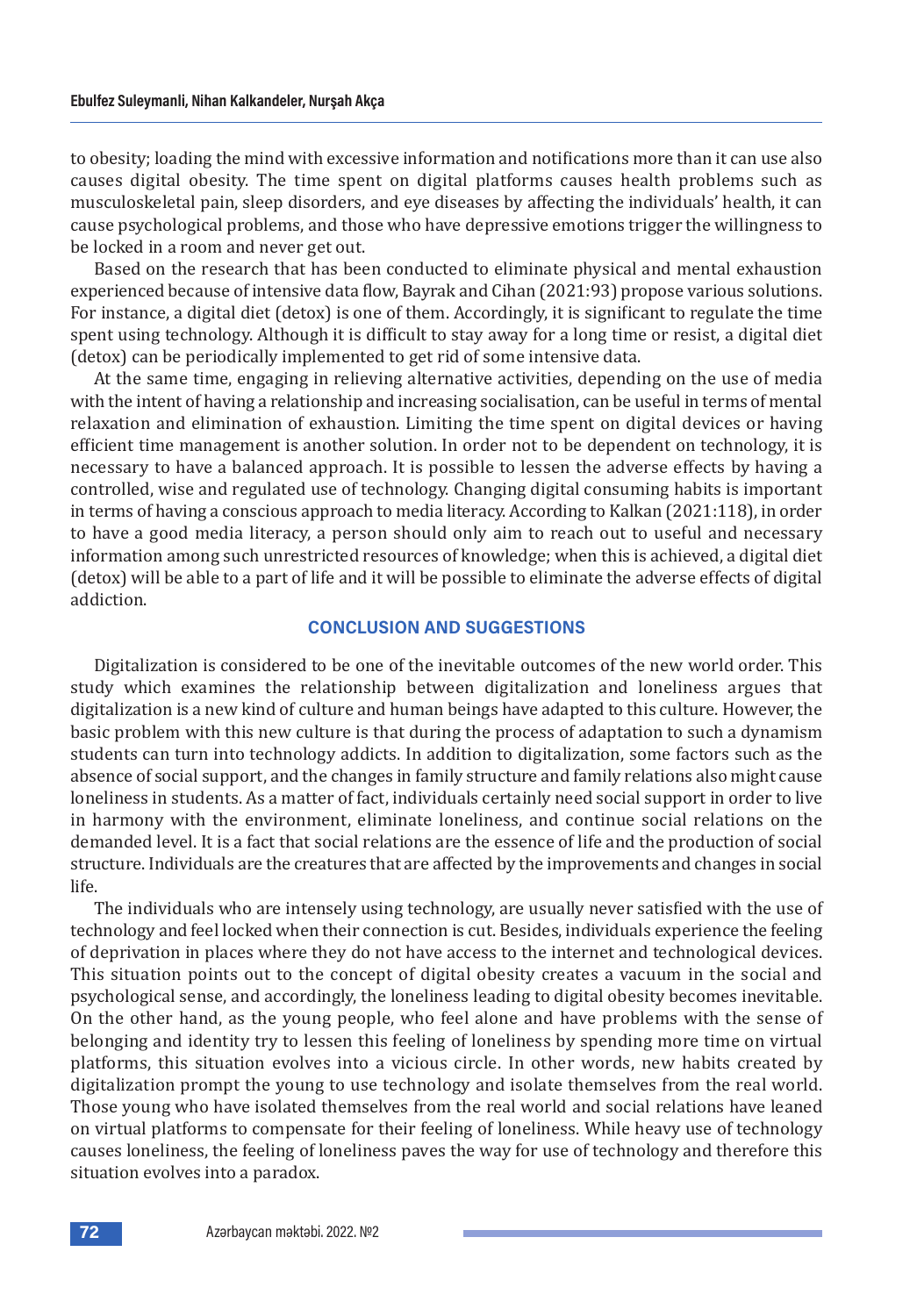to obesity; loading the mind with excessive information and notifications more than it can use also causes digital obesity. The time spent on digital platforms causes health problems such as musculoskeletal pain, sleep disorders, and eye diseases by affecting the individuals' health, it can cause psychological problems, and those who have depressive emotions trigger the willingness to be locked in a room and never get out.

Based on the research that has been conducted to eliminate physical and mental exhaustion experienced because of intensive data flow, Bayrak and Cihan (2021:93) propose various solutions. For instance, a digital diet (detox) is one of them. Accordingly, it is significant to regulate the time spent using technology. Although it is difficult to stay away for a long time or resist, a digital diet (detox) can be periodically implemented to get rid of some intensive data.

At the same time, engaging in relieving alternative activities, depending on the use of media with the intent of having a relationship and increasing socialisation, can be useful in terms of mental relaxation and elimination of exhaustion. Limiting the time spent on digital devices or having efficient time management is another solution. In order not to be dependent on technology, it is necessary to have a balanced approach. It is possible to lessen the adverse effects by having a controlled, wise and regulated use of technology. Changing digital consuming habits is important in terms of having a conscious approach to media literacy. According to Kalkan (2021:118), in order to have a good media literacy, a person should only aim to reach out to useful and necessary information among such unrestricted resources of knowledge; when this is achieved, a digital diet (detox) will be able to a part of life and it will be possible to eliminate the adverse effects of digital addiction.

## CONCLUSION AND SUGGESTIONS

Digitalization is considered to be one of the inevitable outcomes of the new world order. This study which examines the relationship between digitalization and loneliness argues that digitalization is a new kind of culture and human beings have adapted to this culture. However, the basic problem with this new culture is that during the process of adaptation to such a dynamism students can turn into technology addicts. In addition to digitalization, some factors such as the absence of social support, and the changes in family structure and family relations also might cause loneliness in students. As a matter of fact, individuals certainly need social support in order to live in harmony with the environment, eliminate loneliness, and continue social relations on the demanded level. It is a fact that social relations are the essence of life and the production of social structure. Individuals are the creatures that are affected by the improvements and changes in social life.

The individuals who are intensely using technology, are usually never satisfied with the use of technology and feel locked when their connection is cut. Besides, individuals experience the feeling of deprivation in places where they do not have access to the internet and technological devices. This situation points out to the concept of digital obesity creates a vacuum in the social and psychological sense, and accordingly, the loneliness leading to digital obesity becomes inevitable. On the other hand, as the young people, who feel alone and have problems with the sense of belonging and identity try to lessen this feeling of loneliness by spending more time on virtual platforms, this situation evolves into a vicious circle. In other words, new habits created by digitalization prompt the young to use technology and isolate themselves from the real world. Those young who have isolated themselves from the real world and social relations have leaned on virtual platforms to compensate for their feeling of loneliness. While heavy use of technology causes loneliness, the feeling of loneliness paves the way for use of technology and therefore this situation evolves into a paradox.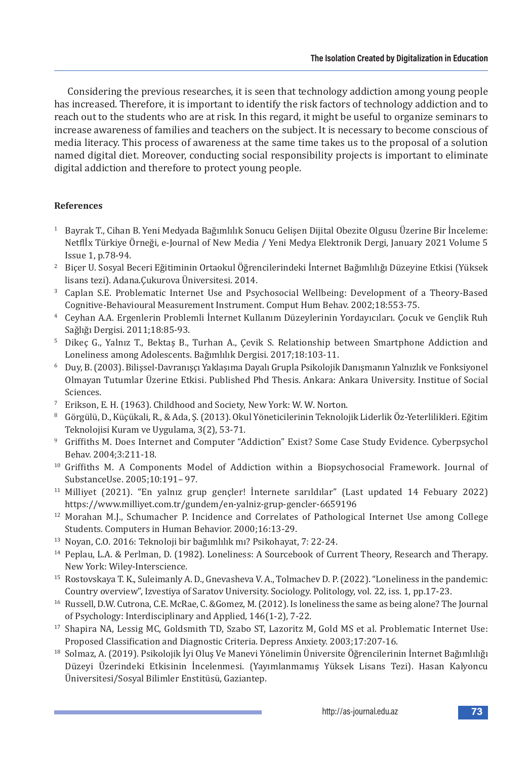Considering the previous researches, it is seen that technology addiction among young people has increased. Therefore, it is important to identify the risk factors of technology addiction and to reach out to the students who are at risk. In this regard, it might be useful to organize seminars to increase awareness of families and teachers on the subject. It is necessary to become conscious of media literacy. This process of awareness at the same time takes us to the proposal of a solution named digital diet. Moreover, conducting social responsibility projects is important to eliminate digital addiction and therefore to protect young people.

## References

1. Bayrak T., Cihan B. Yeni Medyada Bağımlılık Sonucu Gelişen Dijital Obezite Olgusu Üzerine Bir İnceleme: Netflİx Türkiye Örneği, e-Journal of New Media / Yeni Medya Elektronik Dergi, January 2021 Volume 5 Issue 1, p.78-94.
2. Biçer U. Sosyal Beceri Eğitiminin Ortaokul Öğrencilerindeki İnternet Bağımlılığı Düzeyine Etkisi (Yüksek lisans tezi). Adana.Çukurova Üniversitesi. 2014.
3. Caplan S.E. Problematic Internet Use and Psychosocial Wellbeing: Development of a Theory-Based Cognitive-Behavioural Measurement Instrument. Comput Hum Behav. 2002;18:553-75.
4. Ceyhan A.A. Ergenlerin Problemli İnternet Kullanım Düzeylerinin Yordayıcıları. Çocuk ve Gençlik Ruh Sağlığı Dergisi. 2011;18:85-93.
5. Dikeç G., Yalnız T., Bektaş B., Turhan A., Çevik S. Relationship between Smartphone Addiction and Loneliness among Adolescents. Bağımlılık Dergisi. 2017;18:103-11.
6. Duy, B. (2003). Bilişsel-Davranışçı Yaklaşıma Dayalı Grupla Psikolojik Danışmanın Yalnızlık ve Fonksiyonel Olmayan Tutumlar Üzerine Etkisi. Published Phd Thesis. Ankara: Ankara University. Institue of Social Sciences.
7. Erikson, E. H. (1963). Childhood and Society, New York: W. W. Norton.
8. Görgülü, D., Küçükali, R., & Ada, Ş. (2013). Okul Yöneticilerinin Teknolojik Liderlik Öz-Yeterlilikleri. Eğitim Teknolojisi Kuram ve Uygulama, 3(2), 53-71.
9. Griffiths M. Does Internet and Computer "Addiction" Exist? Some Case Study Evidence. Cyberpsychol Behav. 2004;3:211-18.
10. Griffiths M. A Components Model of Addiction within a Biopsychosocial Framework. Journal of SubstanceUse. 2005;10:191– 97.
11. Milliyet (2021). "En yalnız grup gençler! İnternete sarıldılar" (Last updated 14 Febuary 2022) https://www.milliyet.com.tr/gundem/en-yalniz-grup-gencler-6659196
12. Morahan M.J., Schumacher P. Incidence and Correlates of Pathological Internet Use among College Students. Computers in Human Behavior. 2000;16:13-29.
13. Noyan, C.O. 2016: Teknoloji bir bağımlılık mı? Psikohayat, 7: 22-24.
14. Peplau, L.A. & Perlman, D. (1982). Loneliness: A Sourcebook of Current Theory, Research and Therapy. New York: Wiley-Interscience.
15. Rostovskaya T. K., Suleimanly A. D., Gnevasheva V. A., Tolmachev D. P. (2022). "Loneliness in the pandemic: Country overview", Izvestiya of Saratov University. Sociology. Politology, vol. 22, iss. 1, pp.17-23.
16. Russell, D.W. Cutrona, C.E. McRae, C. &Gomez, M. (2012). Is loneliness the same as being alone? The Journal of Psychology: Interdisciplinary and Applied, 146(1-2), 7-22.
17. Shapira NA, Lessig MC, Goldsmith TD, Szabo ST, Lazoritz M, Gold MS et al. Problematic Internet Use: Proposed Classification and Diagnostic Criteria. Depress Anxiety. 2003;17:207-16.
18. Solmaz, A. (2019). Psikolojik İyi Oluş Ve Manevi Yönelimin Üniversite Öğrencilerinin İnternet Bağımlılığı Düzeyi Üzerindeki Etkisinin İncelenmesi. (Yayımlanmamış Yüksek Lisans Tezi). Hasan Kalyoncu Üniversitesi/Sosyal Bilimler Enstitüsü, Gaziantep.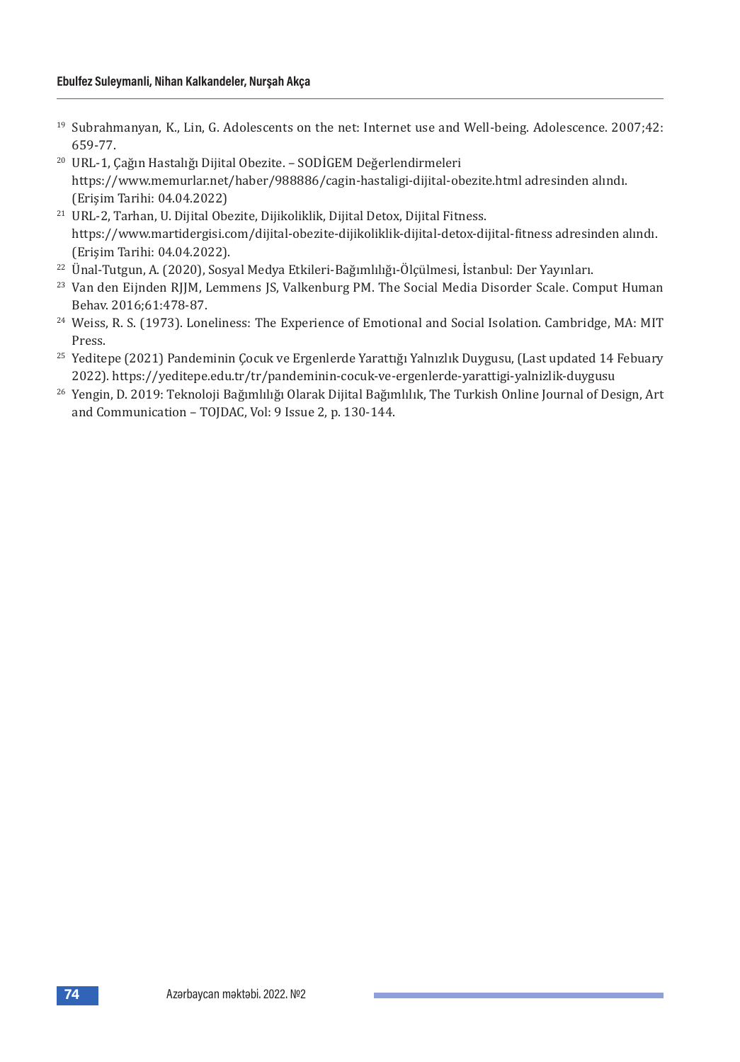19. Subrahmanyan, K., Lin, G. Adolescents on the net: Internet use and Well-being. Adolescence. 2007;42: 659-77.
20. URL-1, Çağın Hastalığı Dijital Obezite. – SODİGEM Değerlendirmeleri https://www.memurlar.net/haber/988886/cagin-hastaligi-dijital-obezite.html adresinden alındı. (Erişim Tarihi: 04.04.2022)
21. URL-2, Tarhan, U. Dijital Obezite, Dijikoliklik, Dijital Detox, Dijital Fitness. https://www.martidergisi.com/dijital-obezite-dijikoliklik-dijital-detox-dijital-fitness adresinden alındı. (Erişim Tarihi: 04.04.2022).
22. Ünal-Tutgun, A. (2020), Sosyal Medya Etkileri-Bağımlılığı-Ölçülmesi, İstanbul: Der Yayınları.
23. Van den Eijnden RJJM, Lemmens JS, Valkenburg PM. The Social Media Disorder Scale. Comput Human Behav. 2016;61:478-87.
24. Weiss, R. S. (1973). Loneliness: The Experience of Emotional and Social Isolation. Cambridge, MA: MIT Press.
25. Yeditepe (2021) Pandeminin Çocuk ve Ergenlerde Yarattığı Yalnızlık Duygusu, (Last updated 14 Febuary 2022). https://yeditepe.edu.tr/tr/pandeminin-cocuk-ve-ergenlerde-yarattigi-yalnizlik-duygusu
26. Yengin, D. 2019: Teknoloji Bağımlılığı Olarak Dijital Bağımlılık, The Turkish Online Journal of Design, Art and Communication – TOJDAC, Vol: 9 Issue 2, p. 130-144.